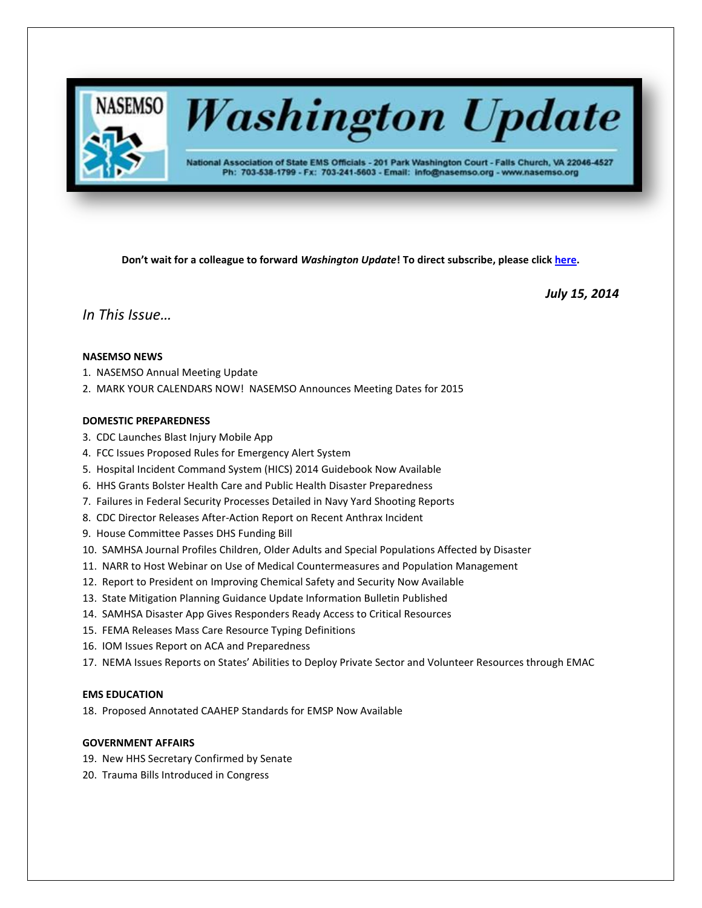# NASEMSO *Washington Update*

National Association of State EMS Officials - 201 Park Washington Court - Falls Church, VA 22046-4527
Ph: 703-538-1799 - Fx: 703-241-5603 - Email: info@nasemso.org - www.nasemso.org

**Don't wait for a colleague to forward *Washington Update*! To direct subscribe, please click here.**

***July 15, 2014***

## *In This Issue…*

**NASEMSO NEWS**

1. NASEMSO Annual Meeting Update
2. MARK YOUR CALENDARS NOW! NASEMSO Announces Meeting Dates for 2015

**DOMESTIC PREPAREDNESS**

3. CDC Launches Blast Injury Mobile App
4. FCC Issues Proposed Rules for Emergency Alert System
5. Hospital Incident Command System (HICS) 2014 Guidebook Now Available
6. HHS Grants Bolster Health Care and Public Health Disaster Preparedness
7. Failures in Federal Security Processes Detailed in Navy Yard Shooting Reports
8. CDC Director Releases After-Action Report on Recent Anthrax Incident
9. House Committee Passes DHS Funding Bill
10. SAMHSA Journal Profiles Children, Older Adults and Special Populations Affected by Disaster
11. NARR to Host Webinar on Use of Medical Countermeasures and Population Management
12. Report to President on Improving Chemical Safety and Security Now Available
13. State Mitigation Planning Guidance Update Information Bulletin Published
14. SAMHSA Disaster App Gives Responders Ready Access to Critical Resources
15. FEMA Releases Mass Care Resource Typing Definitions
16. IOM Issues Report on ACA and Preparedness
17. NEMA Issues Reports on States' Abilities to Deploy Private Sector and Volunteer Resources through EMAC

**EMS EDUCATION**

18. Proposed Annotated CAAHEP Standards for EMSP Now Available

**GOVERNMENT AFFAIRS**

19. New HHS Secretary Confirmed by Senate
20. Trauma Bills Introduced in Congress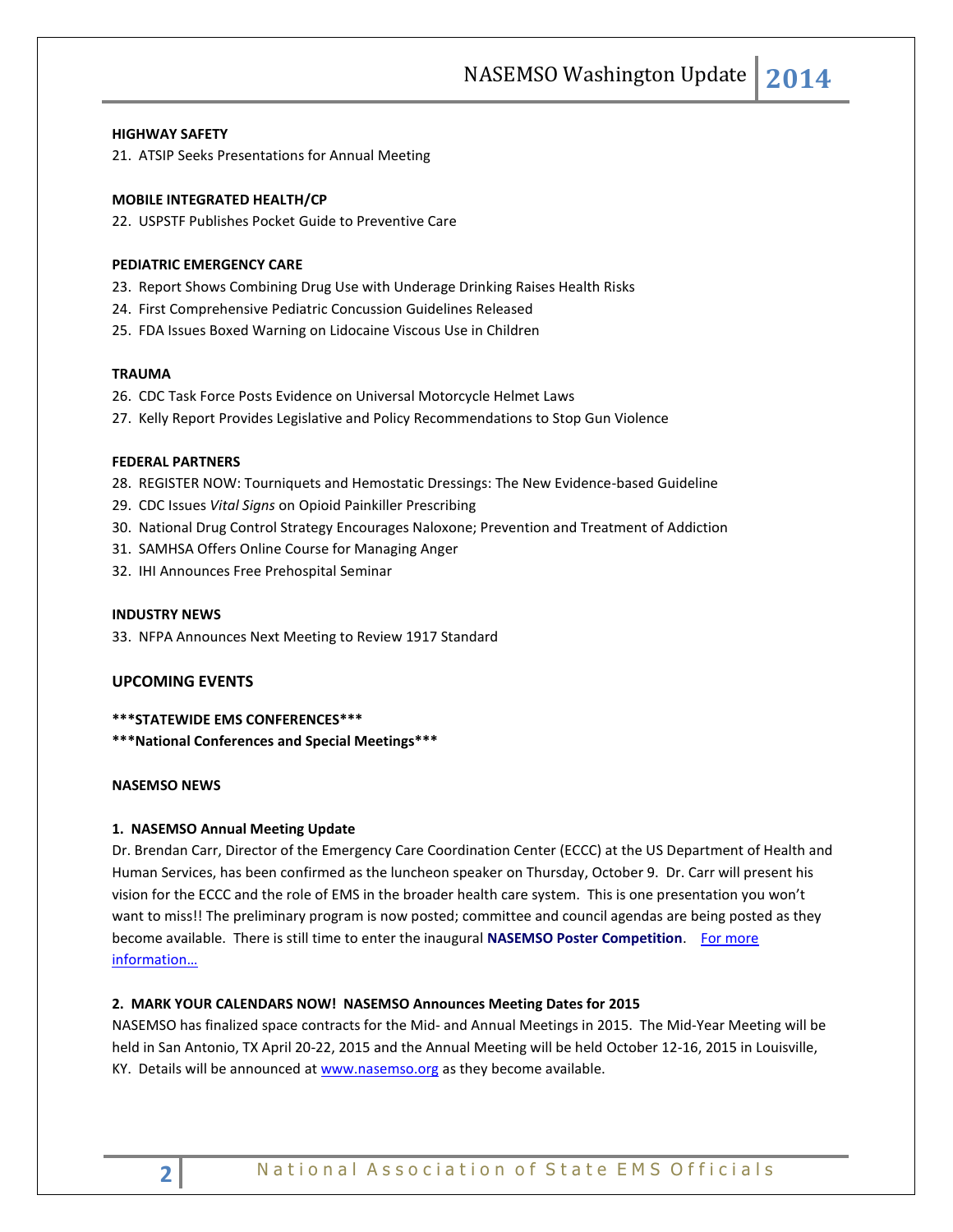**HIGHWAY SAFETY**

21. ATSIP Seeks Presentations for Annual Meeting

**MOBILE INTEGRATED HEALTH/CP**

22. USPSTF Publishes Pocket Guide to Preventive Care

**PEDIATRIC EMERGENCY CARE**

23. Report Shows Combining Drug Use with Underage Drinking Raises Health Risks
24. First Comprehensive Pediatric Concussion Guidelines Released
25. FDA Issues Boxed Warning on Lidocaine Viscous Use in Children

**TRAUMA**

26. CDC Task Force Posts Evidence on Universal Motorcycle Helmet Laws
27. Kelly Report Provides Legislative and Policy Recommendations to Stop Gun Violence

**FEDERAL PARTNERS**

28. REGISTER NOW: Tourniquets and Hemostatic Dressings: The New Evidence-based Guideline
29. CDC Issues *Vital Signs* on Opioid Painkiller Prescribing
30. National Drug Control Strategy Encourages Naloxone; Prevention and Treatment of Addiction
31. SAMHSA Offers Online Course for Managing Anger
32. IHI Announces Free Prehospital Seminar

**INDUSTRY NEWS**

33. NFPA Announces Next Meeting to Review 1917 Standard

## UPCOMING EVENTS

**\*\*\*STATEWIDE EMS CONFERENCES\*\*\***

**\*\*\*National Conferences and Special Meetings\*\*\***

## NASEMSO NEWS

### 1. NASEMSO Annual Meeting Update

Dr. Brendan Carr, Director of the Emergency Care Coordination Center (ECCC) at the US Department of Health and Human Services, has been confirmed as the luncheon speaker on Thursday, October 9. Dr. Carr will present his vision for the ECCC and the role of EMS in the broader health care system. This is one presentation you won't want to miss!! The preliminary program is now posted; committee and council agendas are being posted as they become available. There is still time to enter the inaugural **NASEMSO Poster Competition**. For more information…

### 2. MARK YOUR CALENDARS NOW! NASEMSO Announces Meeting Dates for 2015

NASEMSO has finalized space contracts for the Mid- and Annual Meetings in 2015. The Mid-Year Meeting will be held in San Antonio, TX April 20-22, 2015 and the Annual Meeting will be held October 12-16, 2015 in Louisville, KY. Details will be announced at www.nasemso.org as they become available.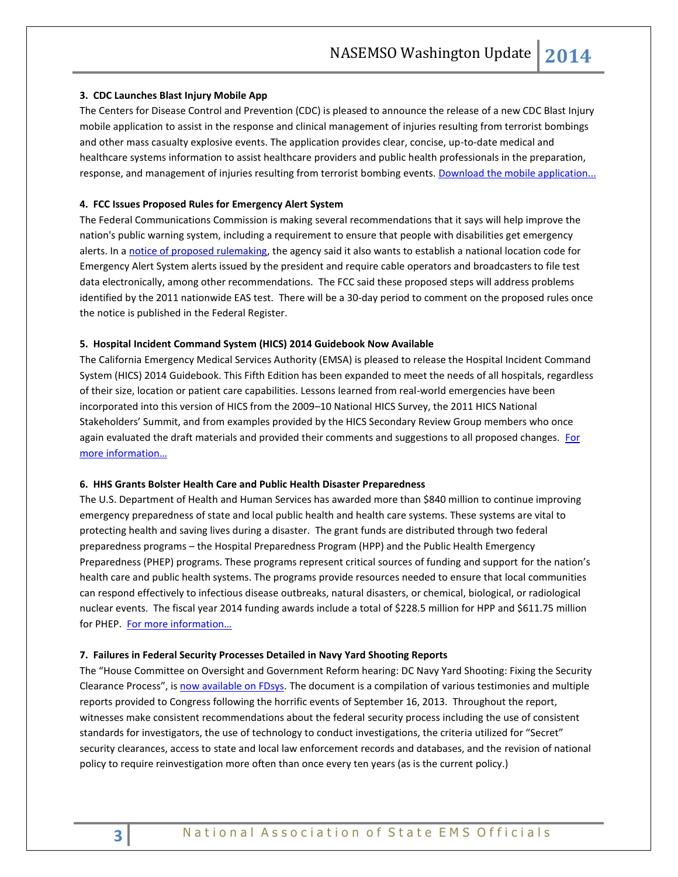**3. CDC Launches Blast Injury Mobile App**

The Centers for Disease Control and Prevention (CDC) is pleased to announce the release of a new CDC Blast Injury mobile application to assist in the response and clinical management of injuries resulting from terrorist bombings and other mass casualty explosive events. The application provides clear, concise, up-to-date medical and healthcare systems information to assist healthcare providers and public health professionals in the preparation, response, and management of injuries resulting from terrorist bombing events. Download the mobile application...

**4. FCC Issues Proposed Rules for Emergency Alert System**

The Federal Communications Commission is making several recommendations that it says will help improve the nation's public warning system, including a requirement to ensure that people with disabilities get emergency alerts. In a notice of proposed rulemaking, the agency said it also wants to establish a national location code for Emergency Alert System alerts issued by the president and require cable operators and broadcasters to file test data electronically, among other recommendations. The FCC said these proposed steps will address problems identified by the 2011 nationwide EAS test. There will be a 30-day period to comment on the proposed rules once the notice is published in the Federal Register.

**5. Hospital Incident Command System (HICS) 2014 Guidebook Now Available**

The California Emergency Medical Services Authority (EMSA) is pleased to release the Hospital Incident Command System (HICS) 2014 Guidebook. This Fifth Edition has been expanded to meet the needs of all hospitals, regardless of their size, location or patient care capabilities. Lessons learned from real-world emergencies have been incorporated into this version of HICS from the 2009–10 National HICS Survey, the 2011 HICS National Stakeholders' Summit, and from examples provided by the HICS Secondary Review Group members who once again evaluated the draft materials and provided their comments and suggestions to all proposed changes. For more information…

**6. HHS Grants Bolster Health Care and Public Health Disaster Preparedness**

The U.S. Department of Health and Human Services has awarded more than $840 million to continue improving emergency preparedness of state and local public health and health care systems. These systems are vital to protecting health and saving lives during a disaster. The grant funds are distributed through two federal preparedness programs – the Hospital Preparedness Program (HPP) and the Public Health Emergency Preparedness (PHEP) programs. These programs represent critical sources of funding and support for the nation's health care and public health systems. The programs provide resources needed to ensure that local communities can respond effectively to infectious disease outbreaks, natural disasters, or chemical, biological, or radiological nuclear events. The fiscal year 2014 funding awards include a total of $228.5 million for HPP and $611.75 million for PHEP. For more information…

**7. Failures in Federal Security Processes Detailed in Navy Yard Shooting Reports**

The "House Committee on Oversight and Government Reform hearing: DC Navy Yard Shooting: Fixing the Security Clearance Process", is now available on FDsys. The document is a compilation of various testimonies and multiple reports provided to Congress following the horrific events of September 16, 2013. Throughout the report, witnesses make consistent recommendations about the federal security process including the use of consistent standards for investigators, the use of technology to conduct investigations, the criteria utilized for "Secret" security clearances, access to state and local law enforcement records and databases, and the revision of national policy to require reinvestigation more often than once every ten years (as is the current policy.)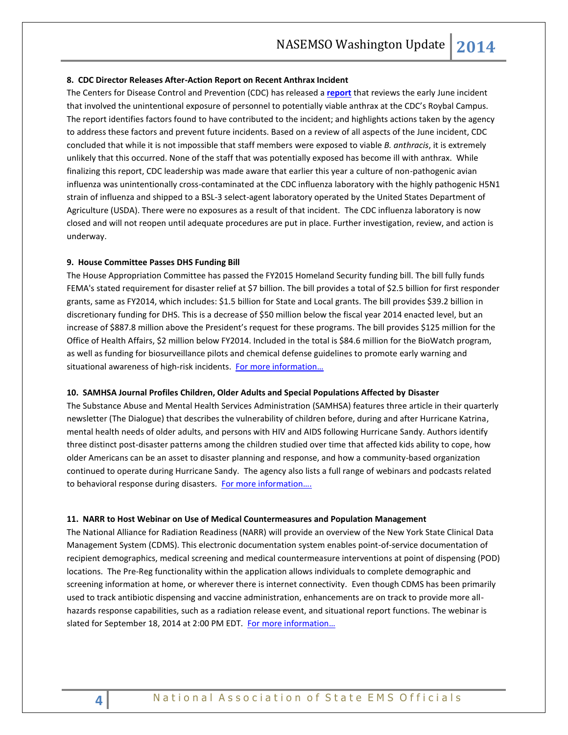**8. CDC Director Releases After-Action Report on Recent Anthrax Incident**

The Centers for Disease Control and Prevention (CDC) has released a **report** that reviews the early June incident that involved the unintentional exposure of personnel to potentially viable anthrax at the CDC's Roybal Campus. The report identifies factors found to have contributed to the incident; and highlights actions taken by the agency to address these factors and prevent future incidents. Based on a review of all aspects of the June incident, CDC concluded that while it is not impossible that staff members were exposed to viable *B. anthracis*, it is extremely unlikely that this occurred. None of the staff that was potentially exposed has become ill with anthrax. While finalizing this report, CDC leadership was made aware that earlier this year a culture of non-pathogenic avian influenza was unintentionally cross-contaminated at the CDC influenza laboratory with the highly pathogenic H5N1 strain of influenza and shipped to a BSL-3 select-agent laboratory operated by the United States Department of Agriculture (USDA). There were no exposures as a result of that incident. The CDC influenza laboratory is now closed and will not reopen until adequate procedures are put in place. Further investigation, review, and action is underway.

**9. House Committee Passes DHS Funding Bill**

The House Appropriation Committee has passed the FY2015 Homeland Security funding bill. The bill fully funds FEMA's stated requirement for disaster relief at $7 billion. The bill provides a total of $2.5 billion for first responder grants, same as FY2014, which includes: $1.5 billion for State and Local grants. The bill provides $39.2 billion in discretionary funding for DHS. This is a decrease of $50 million below the fiscal year 2014 enacted level, but an increase of $887.8 million above the President's request for these programs. The bill provides $125 million for the Office of Health Affairs, $2 million below FY2014. Included in the total is $84.6 million for the BioWatch program, as well as funding for biosurveillance pilots and chemical defense guidelines to promote early warning and situational awareness of high-risk incidents. For more information…

**10. SAMHSA Journal Profiles Children, Older Adults and Special Populations Affected by Disaster**

The Substance Abuse and Mental Health Services Administration (SAMHSA) features three article in their quarterly newsletter (The Dialogue) that describes the vulnerability of children before, during and after Hurricane Katrina, mental health needs of older adults, and persons with HIV and AIDS following Hurricane Sandy. Authors identify three distinct post-disaster patterns among the children studied over time that affected kids ability to cope, how older Americans can be an asset to disaster planning and response, and how a community-based organization continued to operate during Hurricane Sandy. The agency also lists a full range of webinars and podcasts related to behavioral response during disasters. For more information….

**11. NARR to Host Webinar on Use of Medical Countermeasures and Population Management**

The National Alliance for Radiation Readiness (NARR) will provide an overview of the New York State Clinical Data Management System (CDMS). This electronic documentation system enables point-of-service documentation of recipient demographics, medical screening and medical countermeasure interventions at point of dispensing (POD) locations. The Pre-Reg functionality within the application allows individuals to complete demographic and screening information at home, or wherever there is internet connectivity. Even though CDMS has been primarily used to track antibiotic dispensing and vaccine administration, enhancements are on track to provide more all-hazards response capabilities, such as a radiation release event, and situational report functions. The webinar is slated for September 18, 2014 at 2:00 PM EDT. For more information…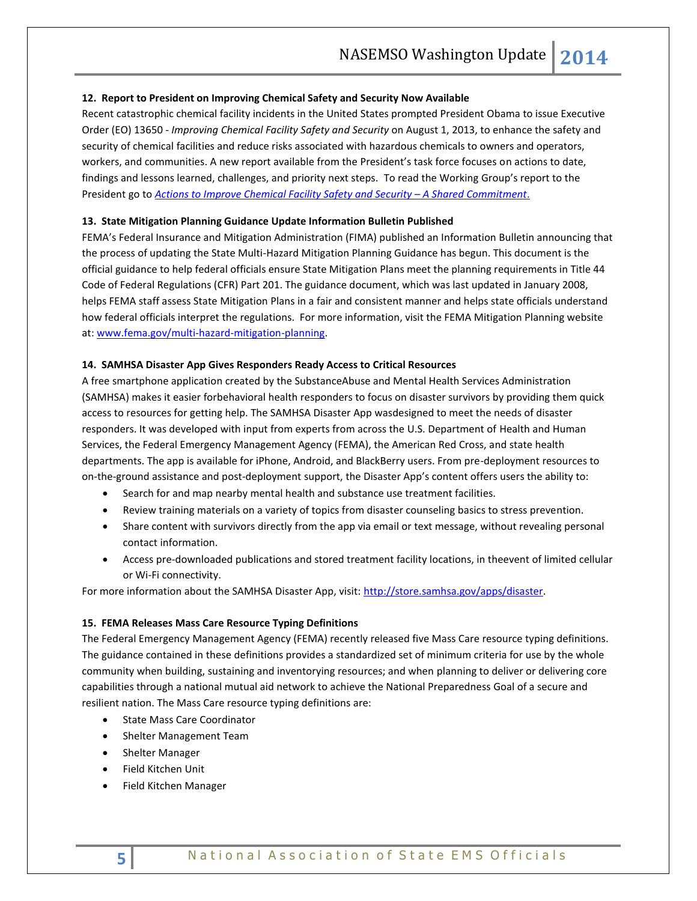**12. Report to President on Improving Chemical Safety and Security Now Available**

Recent catastrophic chemical facility incidents in the United States prompted President Obama to issue Executive Order (EO) 13650 - *Improving Chemical Facility Safety and Security* on August 1, 2013, to enhance the safety and security of chemical facilities and reduce risks associated with hazardous chemicals to owners and operators, workers, and communities. A new report available from the President's task force focuses on actions to date, findings and lessons learned, challenges, and priority next steps. To read the Working Group's report to the President go to *Actions to Improve Chemical Facility Safety and Security – A Shared Commitment*.

**13. State Mitigation Planning Guidance Update Information Bulletin Published**

FEMA's Federal Insurance and Mitigation Administration (FIMA) published an Information Bulletin announcing that the process of updating the State Multi-Hazard Mitigation Planning Guidance has begun. This document is the official guidance to help federal officials ensure State Mitigation Plans meet the planning requirements in Title 44 Code of Federal Regulations (CFR) Part 201. The guidance document, which was last updated in January 2008, helps FEMA staff assess State Mitigation Plans in a fair and consistent manner and helps state officials understand how federal officials interpret the regulations. For more information, visit the FEMA Mitigation Planning website at: www.fema.gov/multi-hazard-mitigation-planning.

**14. SAMHSA Disaster App Gives Responders Ready Access to Critical Resources**

A free smartphone application created by the SubstanceAbuse and Mental Health Services Administration (SAMHSA) makes it easier forbehavioral health responders to focus on disaster survivors by providing them quick access to resources for getting help. The SAMHSA Disaster App wasdesigned to meet the needs of disaster responders. It was developed with input from experts from across the U.S. Department of Health and Human Services, the Federal Emergency Management Agency (FEMA), the American Red Cross, and state health departments. The app is available for iPhone, Android, and BlackBerry users. From pre-deployment resources to on-the-ground assistance and post-deployment support, the Disaster App's content offers users the ability to:

- Search for and map nearby mental health and substance use treatment facilities.
- Review training materials on a variety of topics from disaster counseling basics to stress prevention.
- Share content with survivors directly from the app via email or text message, without revealing personal contact information.
- Access pre-downloaded publications and stored treatment facility locations, in theevent of limited cellular or Wi-Fi connectivity.

For more information about the SAMHSA Disaster App, visit: http://store.samhsa.gov/apps/disaster.

**15. FEMA Releases Mass Care Resource Typing Definitions**

The Federal Emergency Management Agency (FEMA) recently released five Mass Care resource typing definitions. The guidance contained in these definitions provides a standardized set of minimum criteria for use by the whole community when building, sustaining and inventorying resources; and when planning to deliver or delivering core capabilities through a national mutual aid network to achieve the National Preparedness Goal of a secure and resilient nation. The Mass Care resource typing definitions are:

- State Mass Care Coordinator
- Shelter Management Team
- Shelter Manager
- Field Kitchen Unit
- Field Kitchen Manager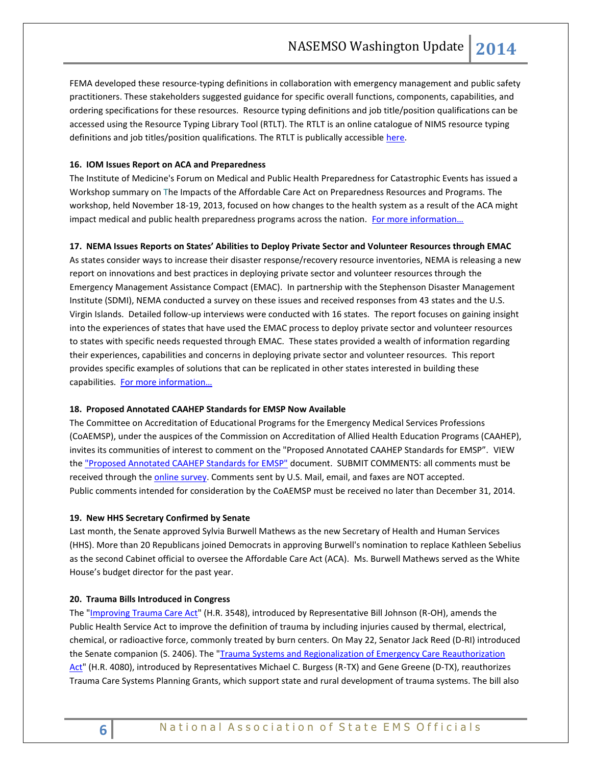FEMA developed these resource-typing definitions in collaboration with emergency management and public safety practitioners. These stakeholders suggested guidance for specific overall functions, components, capabilities, and ordering specifications for these resources. Resource typing definitions and job title/position qualifications can be accessed using the Resource Typing Library Tool (RTLT). The RTLT is an online catalogue of NIMS resource typing definitions and job titles/position qualifications. The RTLT is publically accessible here.

**16. IOM Issues Report on ACA and Preparedness**

The Institute of Medicine's Forum on Medical and Public Health Preparedness for Catastrophic Events has issued a Workshop summary on The Impacts of the Affordable Care Act on Preparedness Resources and Programs. The workshop, held November 18-19, 2013, focused on how changes to the health system as a result of the ACA might impact medical and public health preparedness programs across the nation. For more information…

**17. NEMA Issues Reports on States' Abilities to Deploy Private Sector and Volunteer Resources through EMAC**

As states consider ways to increase their disaster response/recovery resource inventories, NEMA is releasing a new report on innovations and best practices in deploying private sector and volunteer resources through the Emergency Management Assistance Compact (EMAC). In partnership with the Stephenson Disaster Management Institute (SDMI), NEMA conducted a survey on these issues and received responses from 43 states and the U.S. Virgin Islands. Detailed follow-up interviews were conducted with 16 states. The report focuses on gaining insight into the experiences of states that have used the EMAC process to deploy private sector and volunteer resources to states with specific needs requested through EMAC. These states provided a wealth of information regarding their experiences, capabilities and concerns in deploying private sector and volunteer resources. This report provides specific examples of solutions that can be replicated in other states interested in building these capabilities. For more information…

**18. Proposed Annotated CAAHEP Standards for EMSP Now Available**

The Committee on Accreditation of Educational Programs for the Emergency Medical Services Professions (CoAEMSP), under the auspices of the Commission on Accreditation of Allied Health Education Programs (CAAHEP), invites its communities of interest to comment on the "Proposed Annotated CAAHEP Standards for EMSP". VIEW the "Proposed Annotated CAAHEP Standards for EMSP" document. SUBMIT COMMENTS: all comments must be received through the online survey. Comments sent by U.S. Mail, email, and faxes are NOT accepted. Public comments intended for consideration by the CoAEMSP must be received no later than December 31, 2014.

**19. New HHS Secretary Confirmed by Senate**

Last month, the Senate approved Sylvia Burwell Mathews as the new Secretary of Health and Human Services (HHS). More than 20 Republicans joined Democrats in approving Burwell's nomination to replace Kathleen Sebelius as the second Cabinet official to oversee the Affordable Care Act (ACA). Ms. Burwell Mathews served as the White House's budget director for the past year.

**20. Trauma Bills Introduced in Congress**

The "Improving Trauma Care Act" (H.R. 3548), introduced by Representative Bill Johnson (R-OH), amends the Public Health Service Act to improve the definition of trauma by including injuries caused by thermal, electrical, chemical, or radioactive force, commonly treated by burn centers. On May 22, Senator Jack Reed (D-RI) introduced the Senate companion (S. 2406). The "Trauma Systems and Regionalization of Emergency Care Reauthorization Act" (H.R. 4080), introduced by Representatives Michael C. Burgess (R-TX) and Gene Greene (D-TX), reauthorizes Trauma Care Systems Planning Grants, which support state and rural development of trauma systems. The bill also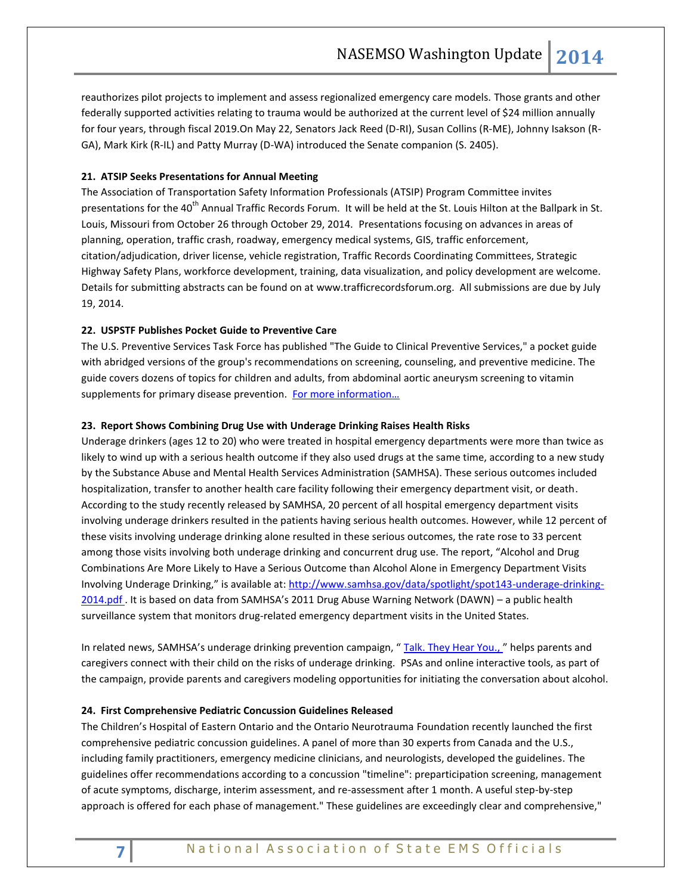reauthorizes pilot projects to implement and assess regionalized emergency care models. Those grants and other federally supported activities relating to trauma would be authorized at the current level of $24 million annually for four years, through fiscal 2019.On May 22, Senators Jack Reed (D-RI), Susan Collins (R-ME), Johnny Isakson (R-GA), Mark Kirk (R-IL) and Patty Murray (D-WA) introduced the Senate companion (S. 2405).

**21. ATSIP Seeks Presentations for Annual Meeting**

The Association of Transportation Safety Information Professionals (ATSIP) Program Committee invites presentations for the 40th Annual Traffic Records Forum. It will be held at the St. Louis Hilton at the Ballpark in St. Louis, Missouri from October 26 through October 29, 2014. Presentations focusing on advances in areas of planning, operation, traffic crash, roadway, emergency medical systems, GIS, traffic enforcement, citation/adjudication, driver license, vehicle registration, Traffic Records Coordinating Committees, Strategic Highway Safety Plans, workforce development, training, data visualization, and policy development are welcome. Details for submitting abstracts can be found on at www.trafficrecordsforum.org. All submissions are due by July 19, 2014.

**22. USPSTF Publishes Pocket Guide to Preventive Care**

The U.S. Preventive Services Task Force has published "The Guide to Clinical Preventive Services," a pocket guide with abridged versions of the group's recommendations on screening, counseling, and preventive medicine. The guide covers dozens of topics for children and adults, from abdominal aortic aneurysm screening to vitamin supplements for primary disease prevention. For more information…

**23. Report Shows Combining Drug Use with Underage Drinking Raises Health Risks**

Underage drinkers (ages 12 to 20) who were treated in hospital emergency departments were more than twice as likely to wind up with a serious health outcome if they also used drugs at the same time, according to a new study by the Substance Abuse and Mental Health Services Administration (SAMHSA). These serious outcomes included hospitalization, transfer to another health care facility following their emergency department visit, or death. According to the study recently released by SAMHSA, 20 percent of all hospital emergency department visits involving underage drinkers resulted in the patients having serious health outcomes. However, while 12 percent of these visits involving underage drinking alone resulted in these serious outcomes, the rate rose to 33 percent among those visits involving both underage drinking and concurrent drug use. The report, "Alcohol and Drug Combinations Are More Likely to Have a Serious Outcome than Alcohol Alone in Emergency Department Visits Involving Underage Drinking," is available at: http://www.samhsa.gov/data/spotlight/spot143-underage-drinking-2014.pdf . It is based on data from SAMHSA's 2011 Drug Abuse Warning Network (DAWN) – a public health surveillance system that monitors drug-related emergency department visits in the United States.

In related news, SAMHSA's underage drinking prevention campaign, " Talk. They Hear You., " helps parents and caregivers connect with their child on the risks of underage drinking. PSAs and online interactive tools, as part of the campaign, provide parents and caregivers modeling opportunities for initiating the conversation about alcohol.

**24. First Comprehensive Pediatric Concussion Guidelines Released**

The Children's Hospital of Eastern Ontario and the Ontario Neurotrauma Foundation recently launched the first comprehensive pediatric concussion guidelines. A panel of more than 30 experts from Canada and the U.S., including family practitioners, emergency medicine clinicians, and neurologists, developed the guidelines. The guidelines offer recommendations according to a concussion "timeline": preparticipation screening, management of acute symptoms, discharge, interim assessment, and re-assessment after 1 month. A useful step-by-step approach is offered for each phase of management." These guidelines are exceedingly clear and comprehensive,"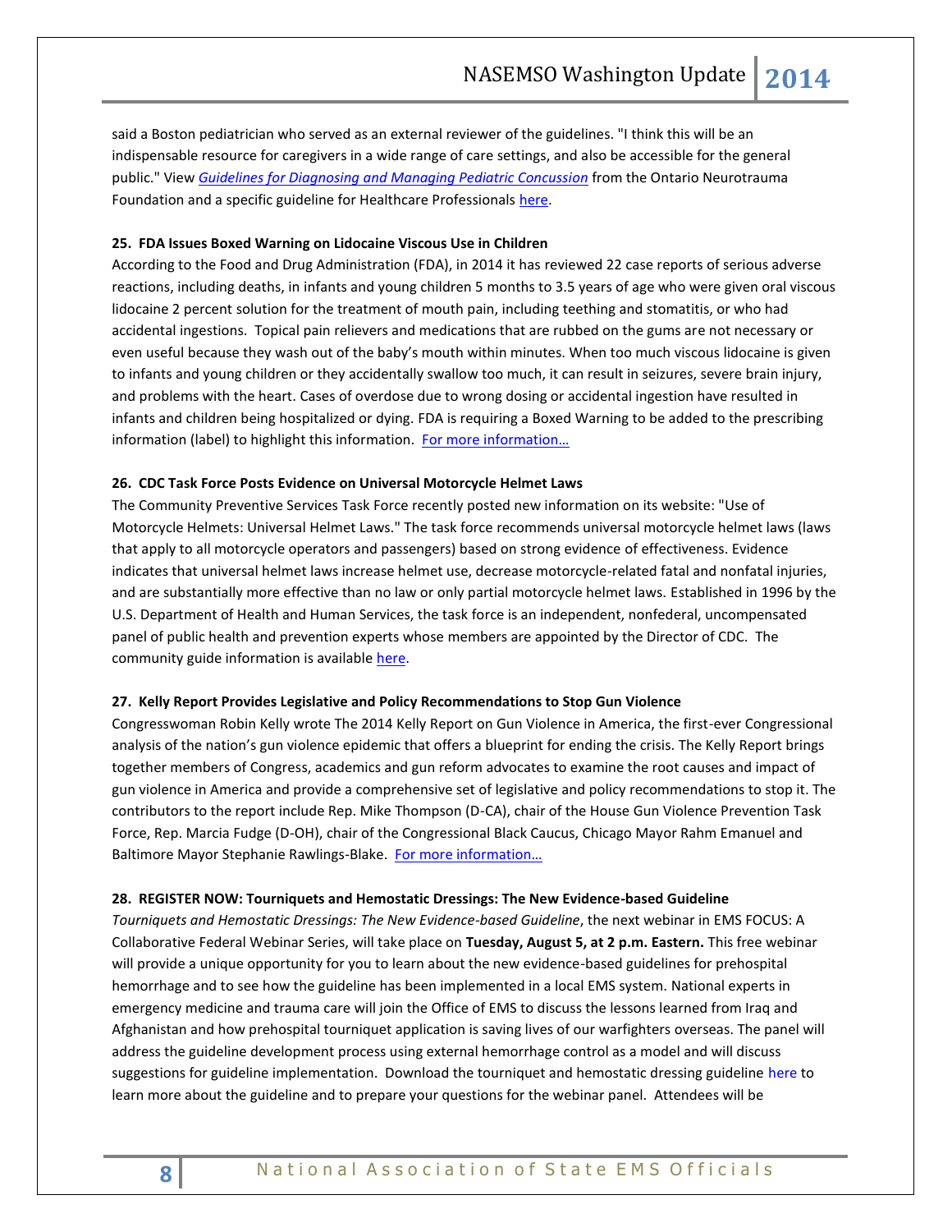said a Boston pediatrician who served as an external reviewer of the guidelines. "I think this will be an indispensable resource for caregivers in a wide range of care settings, and also be accessible for the general public." View *Guidelines for Diagnosing and Managing Pediatric Concussion* from the Ontario Neurotrauma Foundation and a specific guideline for Healthcare Professionals here.

**25. FDA Issues Boxed Warning on Lidocaine Viscous Use in Children**

According to the Food and Drug Administration (FDA), in 2014 it has reviewed 22 case reports of serious adverse reactions, including deaths, in infants and young children 5 months to 3.5 years of age who were given oral viscous lidocaine 2 percent solution for the treatment of mouth pain, including teething and stomatitis, or who had accidental ingestions. Topical pain relievers and medications that are rubbed on the gums are not necessary or even useful because they wash out of the baby's mouth within minutes. When too much viscous lidocaine is given to infants and young children or they accidentally swallow too much, it can result in seizures, severe brain injury, and problems with the heart. Cases of overdose due to wrong dosing or accidental ingestion have resulted in infants and children being hospitalized or dying. FDA is requiring a Boxed Warning to be added to the prescribing information (label) to highlight this information. For more information…

**26. CDC Task Force Posts Evidence on Universal Motorcycle Helmet Laws**

The Community Preventive Services Task Force recently posted new information on its website: "Use of Motorcycle Helmets: Universal Helmet Laws." The task force recommends universal motorcycle helmet laws (laws that apply to all motorcycle operators and passengers) based on strong evidence of effectiveness. Evidence indicates that universal helmet laws increase helmet use, decrease motorcycle-related fatal and nonfatal injuries, and are substantially more effective than no law or only partial motorcycle helmet laws. Established in 1996 by the U.S. Department of Health and Human Services, the task force is an independent, nonfederal, uncompensated panel of public health and prevention experts whose members are appointed by the Director of CDC. The community guide information is available here.

**27. Kelly Report Provides Legislative and Policy Recommendations to Stop Gun Violence**

Congresswoman Robin Kelly wrote The 2014 Kelly Report on Gun Violence in America, the first-ever Congressional analysis of the nation's gun violence epidemic that offers a blueprint for ending the crisis. The Kelly Report brings together members of Congress, academics and gun reform advocates to examine the root causes and impact of gun violence in America and provide a comprehensive set of legislative and policy recommendations to stop it. The contributors to the report include Rep. Mike Thompson (D-CA), chair of the House Gun Violence Prevention Task Force, Rep. Marcia Fudge (D-OH), chair of the Congressional Black Caucus, Chicago Mayor Rahm Emanuel and Baltimore Mayor Stephanie Rawlings-Blake. For more information…

**28. REGISTER NOW: Tourniquets and Hemostatic Dressings: The New Evidence-based Guideline**

*Tourniquets and Hemostatic Dressings: The New Evidence-based Guideline*, the next webinar in EMS FOCUS: A Collaborative Federal Webinar Series, will take place on **Tuesday, August 5, at 2 p.m. Eastern.** This free webinar will provide a unique opportunity for you to learn about the new evidence-based guidelines for prehospital hemorrhage and to see how the guideline has been implemented in a local EMS system. National experts in emergency medicine and trauma care will join the Office of EMS to discuss the lessons learned from Iraq and Afghanistan and how prehospital tourniquet application is saving lives of our warfighters overseas. The panel will address the guideline development process using external hemorrhage control as a model and will discuss suggestions for guideline implementation. Download the tourniquet and hemostatic dressing guideline here to learn more about the guideline and to prepare your questions for the webinar panel. Attendees will be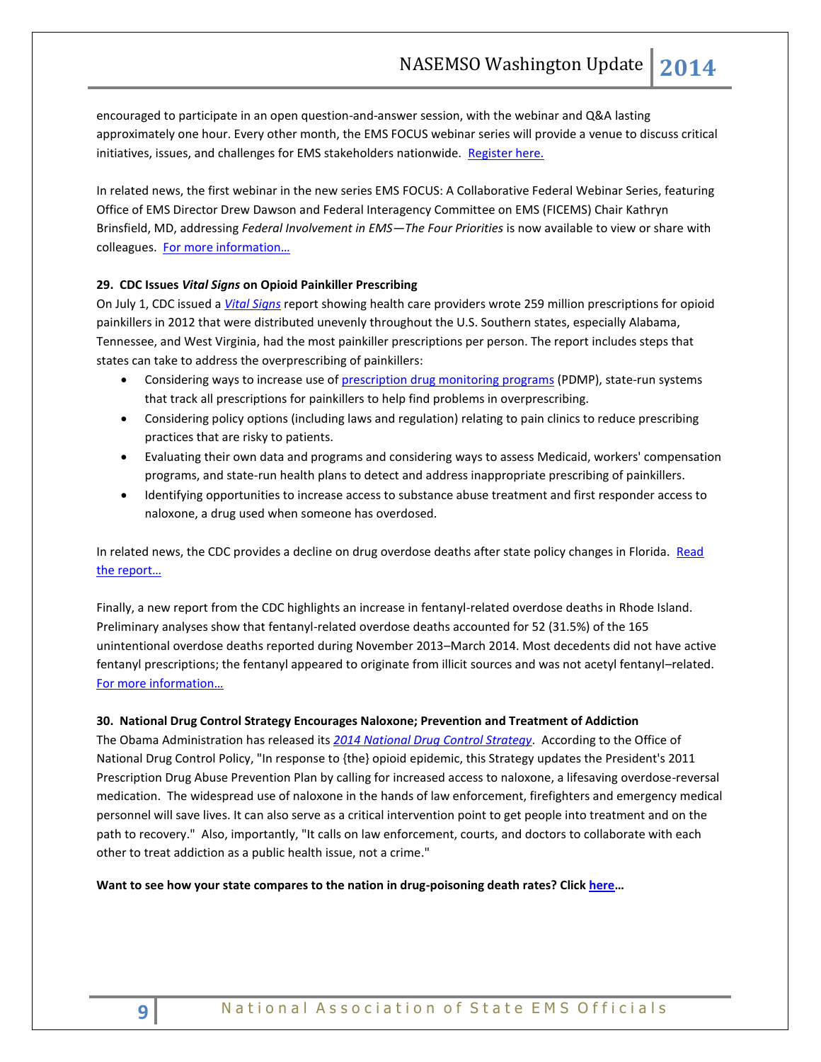encouraged to participate in an open question-and-answer session, with the webinar and Q&A lasting approximately one hour. Every other month, the EMS FOCUS webinar series will provide a venue to discuss critical initiatives, issues, and challenges for EMS stakeholders nationwide. [Register here.]

In related news, the first webinar in the new series EMS FOCUS: A Collaborative Federal Webinar Series, featuring Office of EMS Director Drew Dawson and Federal Interagency Committee on EMS (FICEMS) Chair Kathryn Brinsfield, MD, addressing *Federal Involvement in EMS—The Four Priorities* is now available to view or share with colleagues. [For more information…]

**29. CDC Issues *Vital Signs* on Opioid Painkiller Prescribing**

On July 1, CDC issued a *Vital Signs* report showing health care providers wrote 259 million prescriptions for opioid painkillers in 2012 that were distributed unevenly throughout the U.S. Southern states, especially Alabama, Tennessee, and West Virginia, had the most painkiller prescriptions per person. The report includes steps that states can take to address the overprescribing of painkillers:

- Considering ways to increase use of prescription drug monitoring programs (PDMP), state-run systems that track all prescriptions for painkillers to help find problems in overprescribing.
- Considering policy options (including laws and regulation) relating to pain clinics to reduce prescribing practices that are risky to patients.
- Evaluating their own data and programs and considering ways to assess Medicaid, workers' compensation programs, and state-run health plans to detect and address inappropriate prescribing of painkillers.
- Identifying opportunities to increase access to substance abuse treatment and first responder access to naloxone, a drug used when someone has overdosed.

In related news, the CDC provides a decline on drug overdose deaths after state policy changes in Florida. [Read the report…]

Finally, a new report from the CDC highlights an increase in fentanyl-related overdose deaths in Rhode Island. Preliminary analyses show that fentanyl-related overdose deaths accounted for 52 (31.5%) of the 165 unintentional overdose deaths reported during November 2013–March 2014. Most decedents did not have active fentanyl prescriptions; the fentanyl appeared to originate from illicit sources and was not acetyl fentanyl–related. [For more information…]

**30. National Drug Control Strategy Encourages Naloxone; Prevention and Treatment of Addiction**

The Obama Administration has released its *2014 National Drug Control Strategy*. According to the Office of National Drug Control Policy, "In response to {the} opioid epidemic, this Strategy updates the President's 2011 Prescription Drug Abuse Prevention Plan by calling for increased access to naloxone, a lifesaving overdose-reversal medication. The widespread use of naloxone in the hands of law enforcement, firefighters and emergency medical personnel will save lives. It can also serve as a critical intervention point to get people into treatment and on the path to recovery." Also, importantly, "It calls on law enforcement, courts, and doctors to collaborate with each other to treat addiction as a public health issue, not a crime."

**Want to see how your state compares to the nation in drug-poisoning death rates? Click here…**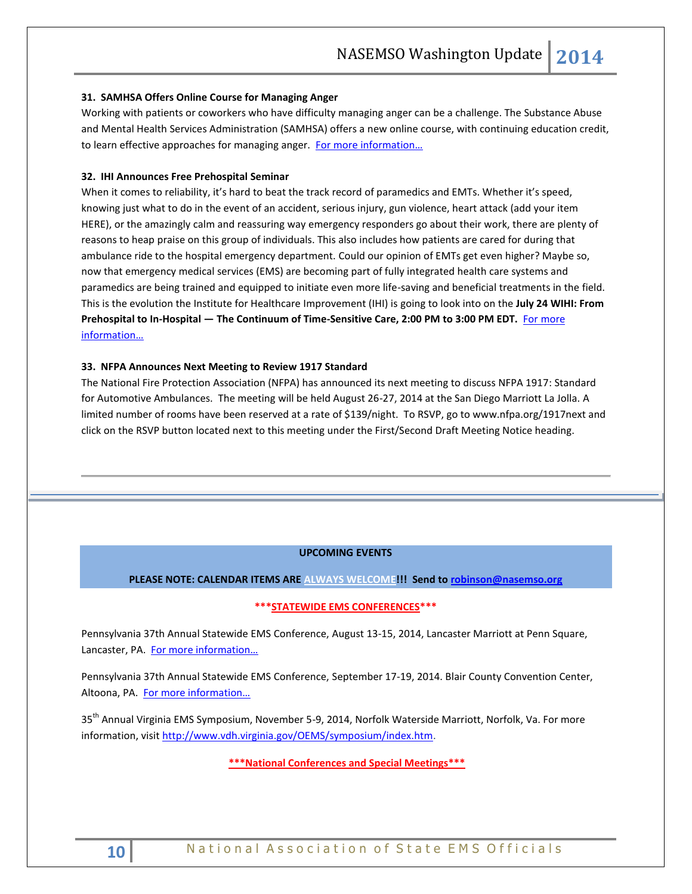**31. SAMHSA Offers Online Course for Managing Anger**

Working with patients or coworkers who have difficulty managing anger can be a challenge. The Substance Abuse and Mental Health Services Administration (SAMHSA) offers a new online course, with continuing education credit, to learn effective approaches for managing anger. For more information…

**32. IHI Announces Free Prehospital Seminar**

When it comes to reliability, it's hard to beat the track record of paramedics and EMTs. Whether it's speed, knowing just what to do in the event of an accident, serious injury, gun violence, heart attack (add your item HERE), or the amazingly calm and reassuring way emergency responders go about their work, there are plenty of reasons to heap praise on this group of individuals. This also includes how patients are cared for during that ambulance ride to the hospital emergency department. Could our opinion of EMTs get even higher? Maybe so, now that emergency medical services (EMS) are becoming part of fully integrated health care systems and paramedics are being trained and equipped to initiate even more life-saving and beneficial treatments in the field. This is the evolution the Institute for Healthcare Improvement (IHI) is going to look into on the **July 24 WIHI: From Prehospital to In-Hospital — The Continuum of Time-Sensitive Care, 2:00 PM to 3:00 PM EDT.** For more information…

**33. NFPA Announces Next Meeting to Review 1917 Standard**

The National Fire Protection Association (NFPA) has announced its next meeting to discuss NFPA 1917: Standard for Automotive Ambulances. The meeting will be held August 26-27, 2014 at the San Diego Marriott La Jolla. A limited number of rooms have been reserved at a rate of $139/night. To RSVP, go to www.nfpa.org/1917next and click on the RSVP button located next to this meeting under the First/Second Draft Meeting Notice heading.

---

**UPCOMING EVENTS**

**PLEASE NOTE: CALENDAR ITEMS ARE ALWAYS WELCOME!!! Send to robinson@nasemso.org**

**\*\*\*STATEWIDE EMS CONFERENCES\*\*\***

Pennsylvania 37th Annual Statewide EMS Conference, August 13-15, 2014, Lancaster Marriott at Penn Square, Lancaster, PA. For more information…

Pennsylvania 37th Annual Statewide EMS Conference, September 17-19, 2014. Blair County Convention Center, Altoona, PA. For more information…

35th Annual Virginia EMS Symposium, November 5-9, 2014, Norfolk Waterside Marriott, Norfolk, Va. For more information, visit http://www.vdh.virginia.gov/OEMS/symposium/index.htm.

**\*\*\*National Conferences and Special Meetings\*\*\***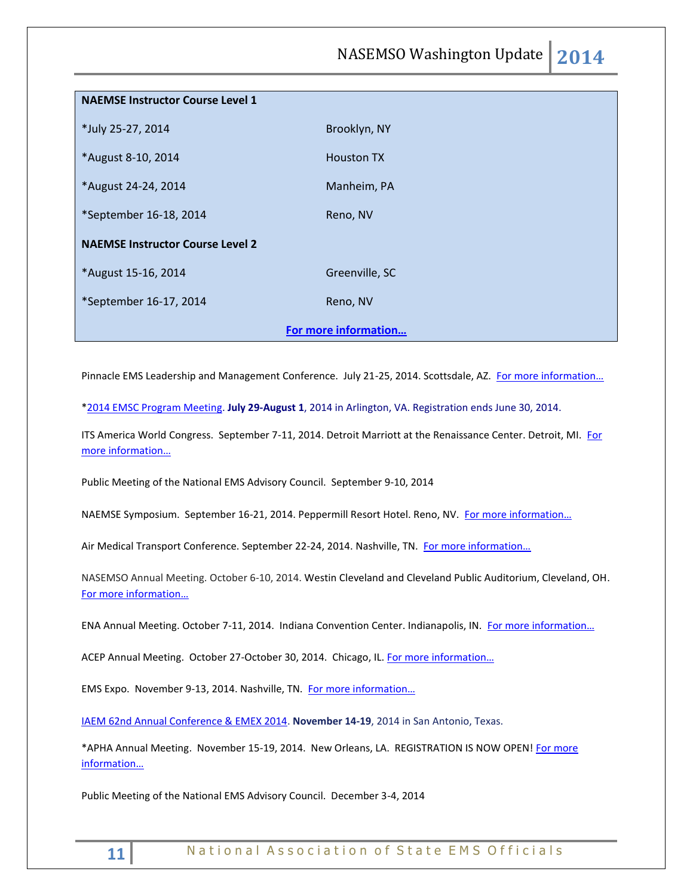| **NAEMSE Instructor Course Level 1** | |
|---|---|
| *July 25-27, 2014 | Brooklyn, NY |
| *August 8-10, 2014 | Houston TX |
| *August 24-24, 2014 | Manheim, PA |
| *September 16-18, 2014 | Reno, NV |
| **NAEMSE Instructor Course Level 2** | |
| *August 15-16, 2014 | Greenville, SC |
| *September 16-17, 2014 | Reno, NV |
| **For more information…** | |

Pinnacle EMS Leadership and Management Conference. July 21-25, 2014. Scottsdale, AZ. For more information…

*2014 EMSC Program Meeting. **July 29-August 1**, 2014 in Arlington, VA. Registration ends June 30, 2014.

ITS America World Congress. September 7-11, 2014. Detroit Marriott at the Renaissance Center. Detroit, MI. For more information…

Public Meeting of the National EMS Advisory Council. September 9-10, 2014

NAEMSE Symposium. September 16-21, 2014. Peppermill Resort Hotel. Reno, NV. For more information…

Air Medical Transport Conference. September 22-24, 2014. Nashville, TN. For more information…

NASEMSO Annual Meeting. October 6-10, 2014. Westin Cleveland and Cleveland Public Auditorium, Cleveland, OH. For more information…

ENA Annual Meeting. October 7-11, 2014. Indiana Convention Center. Indianapolis, IN. For more information…

ACEP Annual Meeting. October 27-October 30, 2014. Chicago, IL. For more information…

EMS Expo. November 9-13, 2014. Nashville, TN. For more information…

IAEM 62nd Annual Conference & EMEX 2014. **November 14-19**, 2014 in San Antonio, Texas.

*APHA Annual Meeting. November 15-19, 2014. New Orleans, LA. REGISTRATION IS NOW OPEN! For more information…

Public Meeting of the National EMS Advisory Council. December 3-4, 2014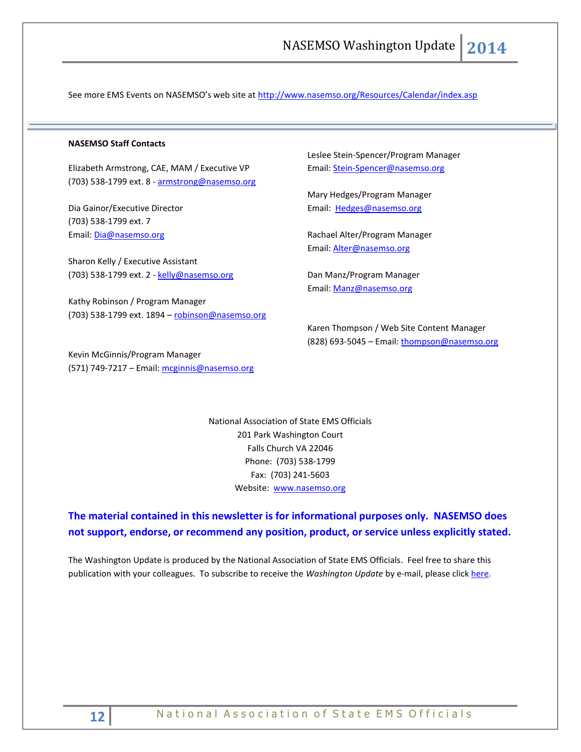See more EMS Events on NASEMSO's web site at http://www.nasemso.org/Resources/Calendar/index.asp

---

**NASEMSO Staff Contacts**

Elizabeth Armstrong, CAE, MAM / Executive VP
(703) 538-1799 ext. 8 - armstrong@nasemso.org

Dia Gainor/Executive Director
(703) 538-1799 ext. 7
Email: Dia@nasemso.org

Sharon Kelly / Executive Assistant
(703) 538-1799 ext. 2 - kelly@nasemso.org

Kathy Robinson / Program Manager
(703) 538-1799 ext. 1894 – robinson@nasemso.org

Kevin McGinnis/Program Manager
(571) 749-7217 – Email: mcginnis@nasemso.org

Leslee Stein-Spencer/Program Manager
Email: Stein-Spencer@nasemso.org

Mary Hedges/Program Manager
Email: Hedges@nasemso.org

Rachael Alter/Program Manager
Email: Alter@nasemso.org

Dan Manz/Program Manager
Email: Manz@nasemso.org

Karen Thompson / Web Site Content Manager
(828) 693-5045 – Email: thompson@nasemso.org

National Association of State EMS Officials
201 Park Washington Court
Falls Church VA 22046
Phone: (703) 538-1799
Fax: (703) 241-5603
Website: www.nasemso.org

**The material contained in this newsletter is for informational purposes only. NASEMSO does not support, endorse, or recommend any position, product, or service unless explicitly stated.**

The Washington Update is produced by the National Association of State EMS Officials. Feel free to share this publication with your colleagues. To subscribe to receive the *Washington Update* by e-mail, please click here.